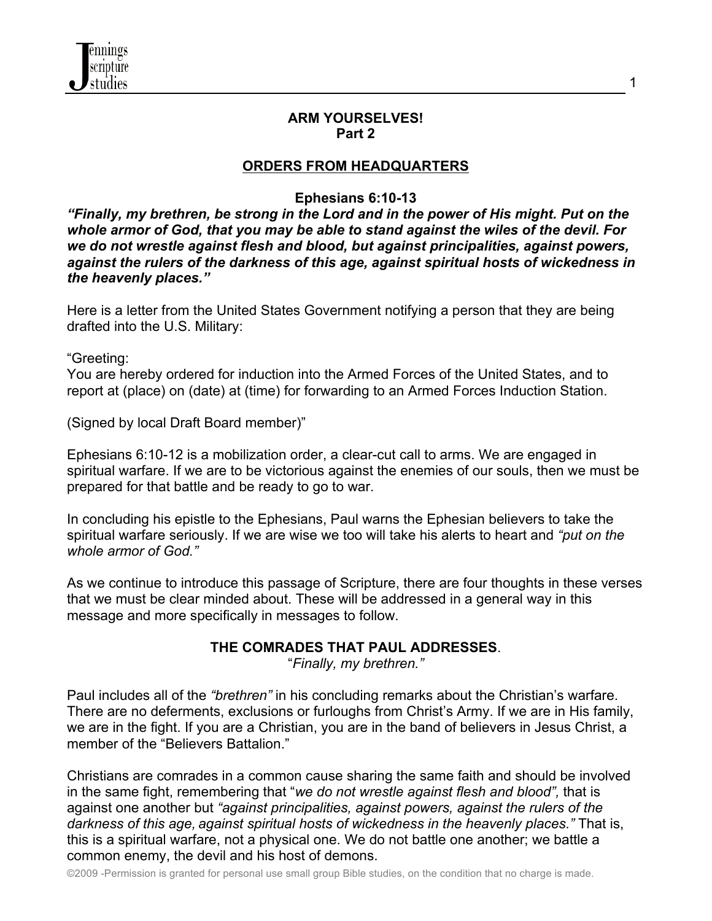# ARM YOURSELVES!
## Part 2

## ORDERS FROM HEADQUARTERS

**Ephesians 6:10-13**

***"Finally, my brethren, be strong in the Lord and in the power of His might. Put on the whole armor of God, that you may be able to stand against the wiles of the devil. For we do not wrestle against flesh and blood, but against principalities, against powers, against the rulers of the darkness of this age, against spiritual hosts of wickedness in the heavenly places."***

Here is a letter from the United States Government notifying a person that they are being drafted into the U.S. Military:

"Greeting:
You are hereby ordered for induction into the Armed Forces of the United States, and to report at (place) on (date) at (time) for forwarding to an Armed Forces Induction Station.

(Signed by local Draft Board member)"

Ephesians 6:10-12 is a mobilization order, a clear-cut call to arms. We are engaged in spiritual warfare. If we are to be victorious against the enemies of our souls, then we must be prepared for that battle and be ready to go to war.

In concluding his epistle to the Ephesians, Paul warns the Ephesian believers to take the spiritual warfare seriously. If we are wise we too will take his alerts to heart and *"put on the whole armor of God."*

As we continue to introduce this passage of Scripture, there are four thoughts in these verses that we must be clear minded about. These will be addressed in a general way in this message and more specifically in messages to follow.

### THE COMRADES THAT PAUL ADDRESSES.

"*Finally, my brethren."*

Paul includes all of the *"brethren"* in his concluding remarks about the Christian's warfare. There are no deferments, exclusions or furloughs from Christ's Army. If we are in His family, we are in the fight. If you are a Christian, you are in the band of believers in Jesus Christ, a member of the "Believers Battalion."

Christians are comrades in a common cause sharing the same faith and should be involved in the same fight, remembering that "*we do not wrestle against flesh and blood",* that is against one another but *"against principalities, against powers, against the rulers of the darkness of this age, against spiritual hosts of wickedness in the heavenly places."* That is, this is a spiritual warfare, not a physical one. We do not battle one another; we battle a common enemy, the devil and his host of demons.

©2009 -Permission is granted for personal use small group Bible studies, on the condition that no charge is made.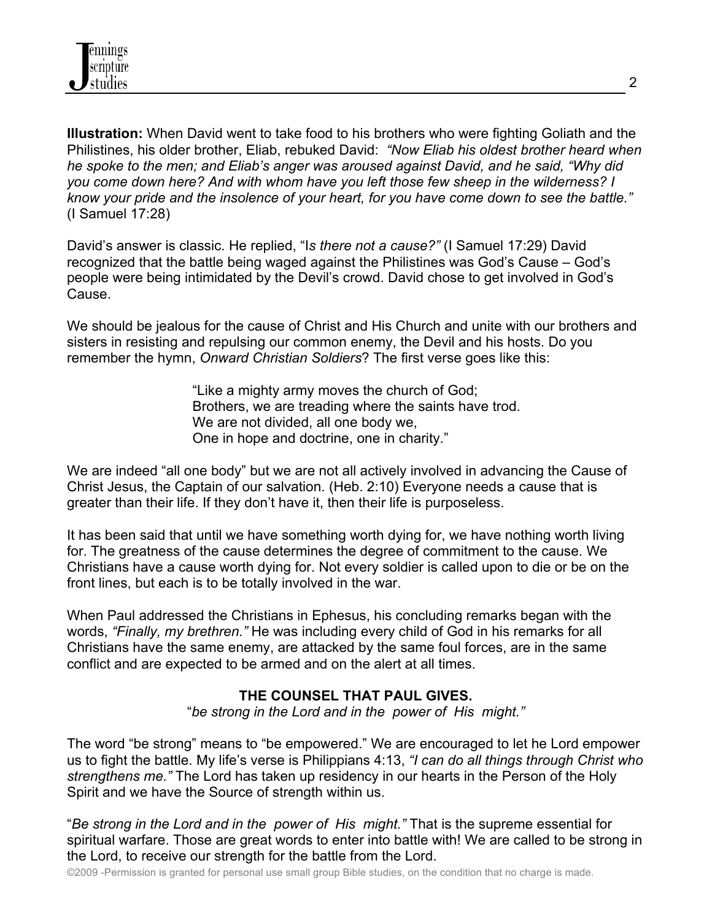**Illustration:** When David went to take food to his brothers who were fighting Goliath and the Philistines, his older brother, Eliab, rebuked David: *"Now Eliab his oldest brother heard when he spoke to the men; and Eliab's anger was aroused against David, and he said, "Why did you come down here? And with whom have you left those few sheep in the wilderness? I know your pride and the insolence of your heart, for you have come down to see the battle."* (I Samuel 17:28)

David's answer is classic. He replied, "I*s there not a cause?"* (I Samuel 17:29) David recognized that the battle being waged against the Philistines was God's Cause – God's people were being intimidated by the Devil's crowd. David chose to get involved in God's Cause.

We should be jealous for the cause of Christ and His Church and unite with our brothers and sisters in resisting and repulsing our common enemy, the Devil and his hosts. Do you remember the hymn, *Onward Christian Soldiers*? The first verse goes like this:

> "Like a mighty army moves the church of God;
> Brothers, we are treading where the saints have trod.
> We are not divided, all one body we,
> One in hope and doctrine, one in charity."

We are indeed "all one body" but we are not all actively involved in advancing the Cause of Christ Jesus, the Captain of our salvation. (Heb. 2:10) Everyone needs a cause that is greater than their life. If they don't have it, then their life is purposeless.

It has been said that until we have something worth dying for, we have nothing worth living for. The greatness of the cause determines the degree of commitment to the cause. We Christians have a cause worth dying for. Not every soldier is called upon to die or be on the front lines, but each is to be totally involved in the war.

When Paul addressed the Christians in Ephesus, his concluding remarks began with the words, *"Finally, my brethren."* He was including every child of God in his remarks for all Christians have the same enemy, are attacked by the same foul forces, are in the same conflict and are expected to be armed and on the alert at all times.

**THE COUNSEL THAT PAUL GIVES.**

"*be strong in the Lord and in the power of His might."*

The word "be strong" means to "be empowered." We are encouraged to let he Lord empower us to fight the battle. My life's verse is Philippians 4:13, *"I can do all things through Christ who strengthens me."* The Lord has taken up residency in our hearts in the Person of the Holy Spirit and we have the Source of strength within us.

"*Be strong in the Lord and in the power of His might."* That is the supreme essential for spiritual warfare. Those are great words to enter into battle with! We are called to be strong in the Lord, to receive our strength for the battle from the Lord.

©2009 -Permission is granted for personal use small group Bible studies, on the condition that no charge is made.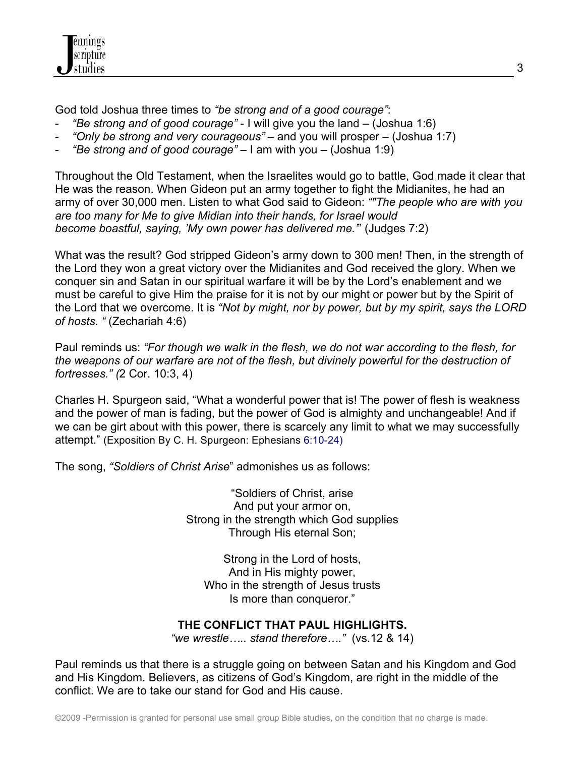God told Joshua three times to *"be strong and of a good courage"*:

- *"Be strong and of good courage"* - I will give you the land – (Joshua 1:6)
- *"Only be strong and very courageous"* – and you will prosper – (Joshua 1:7)
- *"Be strong and of good courage"* – I am with you – (Joshua 1:9)

Throughout the Old Testament, when the Israelites would go to battle, God made it clear that He was the reason. When Gideon put an army together to fight the Midianites, he had an army of over 30,000 men. Listen to what God said to Gideon: *""The people who are with you are too many for Me to give Midian into their hands, for Israel would become boastful, saying, 'My own power has delivered me.'"* (Judges 7:2)

What was the result? God stripped Gideon's army down to 300 men! Then, in the strength of the Lord they won a great victory over the Midianites and God received the glory. When we conquer sin and Satan in our spiritual warfare it will be by the Lord's enablement and we must be careful to give Him the praise for it is not by our might or power but by the Spirit of the Lord that we overcome. It is *"Not by might, nor by power, but by my spirit, says the LORD of hosts. "* (Zechariah 4:6)

Paul reminds us: *"For though we walk in the flesh, we do not war according to the flesh, for the weapons of our warfare are not of the flesh, but divinely powerful for the destruction of fortresses." (*2 Cor. 10:3, 4)

Charles H. Spurgeon said, "What a wonderful power that is! The power of flesh is weakness and the power of man is fading, but the power of God is almighty and unchangeable! And if we can be girt about with this power, there is scarcely any limit to what we may successfully attempt." (Exposition By C. H. Spurgeon: Ephesians 6:10-24)

The song, *"Soldiers of Christ Arise*" admonishes us as follows:

"Soldiers of Christ, arise
And put your armor on,
Strong in the strength which God supplies
Through His eternal Son;

Strong in the Lord of hosts,
And in His mighty power,
Who in the strength of Jesus trusts
Is more than conqueror."

**THE CONFLICT THAT PAUL HIGHLIGHTS.**

*"we wrestle….. stand therefore…."* (vs.12 & 14)

Paul reminds us that there is a struggle going on between Satan and his Kingdom and God and His Kingdom. Believers, as citizens of God's Kingdom, are right in the middle of the conflict. We are to take our stand for God and His cause.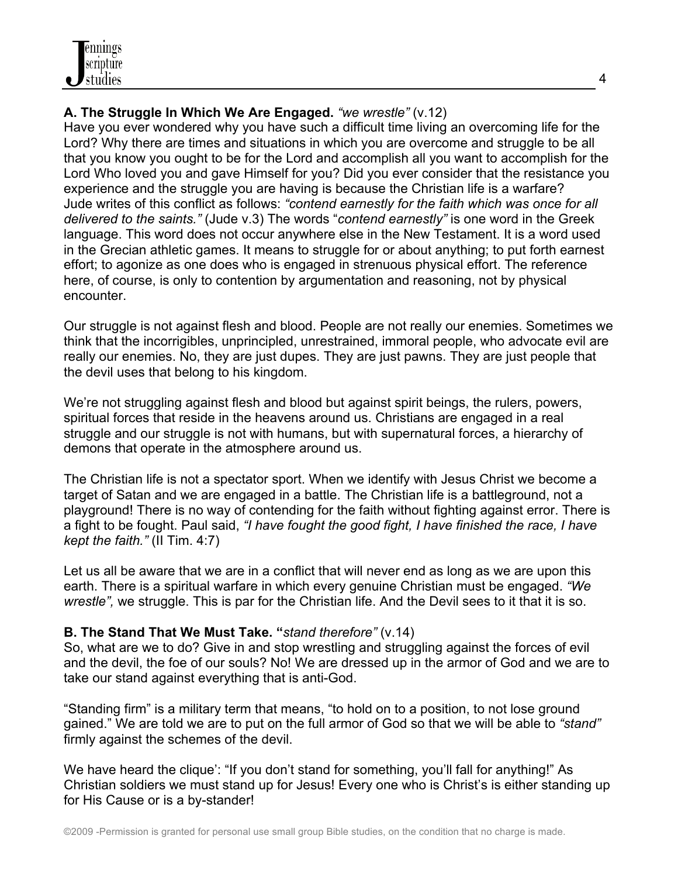**A. The Struggle In Which We Are Engaged.** *"we wrestle"* (v.12)
Have you ever wondered why you have such a difficult time living an overcoming life for the Lord? Why there are times and situations in which you are overcome and struggle to be all that you know you ought to be for the Lord and accomplish all you want to accomplish for the Lord Who loved you and gave Himself for you? Did you ever consider that the resistance you experience and the struggle you are having is because the Christian life is a warfare? Jude writes of this conflict as follows: *"contend earnestly for the faith which was once for all delivered to the saints."* (Jude v.3) The words "*contend earnestly"* is one word in the Greek language. This word does not occur anywhere else in the New Testament. It is a word used in the Grecian athletic games. It means to struggle for or about anything; to put forth earnest effort; to agonize as one does who is engaged in strenuous physical effort. The reference here, of course, is only to contention by argumentation and reasoning, not by physical encounter.

Our struggle is not against flesh and blood. People are not really our enemies. Sometimes we think that the incorrigibles, unprincipled, unrestrained, immoral people, who advocate evil are really our enemies. No, they are just dupes. They are just pawns. They are just people that the devil uses that belong to his kingdom.

We're not struggling against flesh and blood but against spirit beings, the rulers, powers, spiritual forces that reside in the heavens around us. Christians are engaged in a real struggle and our struggle is not with humans, but with supernatural forces, a hierarchy of demons that operate in the atmosphere around us.

The Christian life is not a spectator sport. When we identify with Jesus Christ we become a target of Satan and we are engaged in a battle. The Christian life is a battleground, not a playground! There is no way of contending for the faith without fighting against error. There is a fight to be fought. Paul said, *"I have fought the good fight, I have finished the race, I have kept the faith."* (II Tim. 4:7)

Let us all be aware that we are in a conflict that will never end as long as we are upon this earth. There is a spiritual warfare in which every genuine Christian must be engaged. *"We wrestle",* we struggle. This is par for the Christian life. And the Devil sees to it that it is so.

**B. The Stand That We Must Take. "***stand therefore"* (v.14)
So, what are we to do? Give in and stop wrestling and struggling against the forces of evil and the devil, the foe of our souls? No! We are dressed up in the armor of God and we are to take our stand against everything that is anti-God.

"Standing firm" is a military term that means, "to hold on to a position, to not lose ground gained." We are told we are to put on the full armor of God so that we will be able to *"stand"* firmly against the schemes of the devil.

We have heard the clique': "If you don't stand for something, you'll fall for anything!" As Christian soldiers we must stand up for Jesus! Every one who is Christ's is either standing up for His Cause or is a by-stander!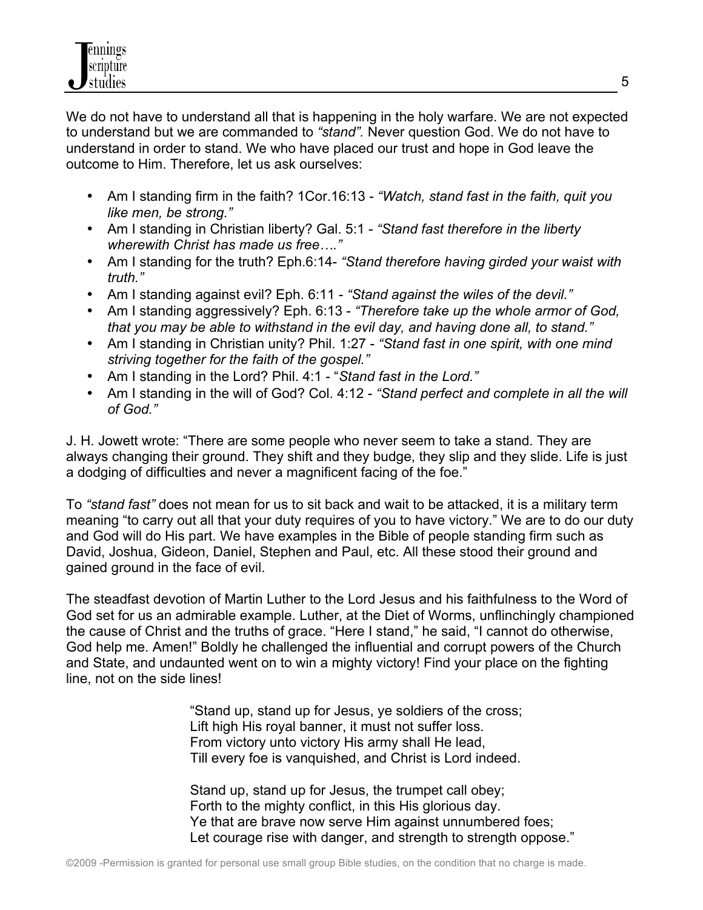We do not have to understand all that is happening in the holy warfare. We are not expected to understand but we are commanded to *"stand".* Never question God. We do not have to understand in order to stand. We who have placed our trust and hope in God leave the outcome to Him. Therefore, let us ask ourselves:

- Am I standing firm in the faith? 1Cor.16:13 - *"Watch, stand fast in the faith, quit you like men, be strong."*
- Am I standing in Christian liberty? Gal. 5:1 - *"Stand fast therefore in the liberty wherewith Christ has made us free…."*
- Am I standing for the truth? Eph.6:14- *"Stand therefore having girded your waist with truth."*
- Am I standing against evil? Eph. 6:11 - *"Stand against the wiles of the devil."*
- Am I standing aggressively? Eph. 6:13 - *"Therefore take up the whole armor of God, that you may be able to withstand in the evil day, and having done all, to stand."*
- Am I standing in Christian unity? Phil. 1:27 - *"Stand fast in one spirit, with one mind striving together for the faith of the gospel."*
- Am I standing in the Lord? Phil. 4:1 - "*Stand fast in the Lord."*
- Am I standing in the will of God? Col. 4:12 - *"Stand perfect and complete in all the will of God."*

J. H. Jowett wrote: "There are some people who never seem to take a stand. They are always changing their ground. They shift and they budge, they slip and they slide. Life is just a dodging of difficulties and never a magnificent facing of the foe."

To *"stand fast"* does not mean for us to sit back and wait to be attacked, it is a military term meaning "to carry out all that your duty requires of you to have victory." We are to do our duty and God will do His part. We have examples in the Bible of people standing firm such as David, Joshua, Gideon, Daniel, Stephen and Paul, etc. All these stood their ground and gained ground in the face of evil.

The steadfast devotion of Martin Luther to the Lord Jesus and his faithfulness to the Word of God set for us an admirable example. Luther, at the Diet of Worms, unflinchingly championed the cause of Christ and the truths of grace. "Here I stand," he said, "I cannot do otherwise, God help me. Amen!" Boldly he challenged the influential and corrupt powers of the Church and State, and undaunted went on to win a mighty victory! Find your place on the fighting line, not on the side lines!

> "Stand up, stand up for Jesus, ye soldiers of the cross;
> Lift high His royal banner, it must not suffer loss.
> From victory unto victory His army shall He lead,
> Till every foe is vanquished, and Christ is Lord indeed.
>
> Stand up, stand up for Jesus, the trumpet call obey;
> Forth to the mighty conflict, in this His glorious day.
> Ye that are brave now serve Him against unnumbered foes;
> Let courage rise with danger, and strength to strength oppose."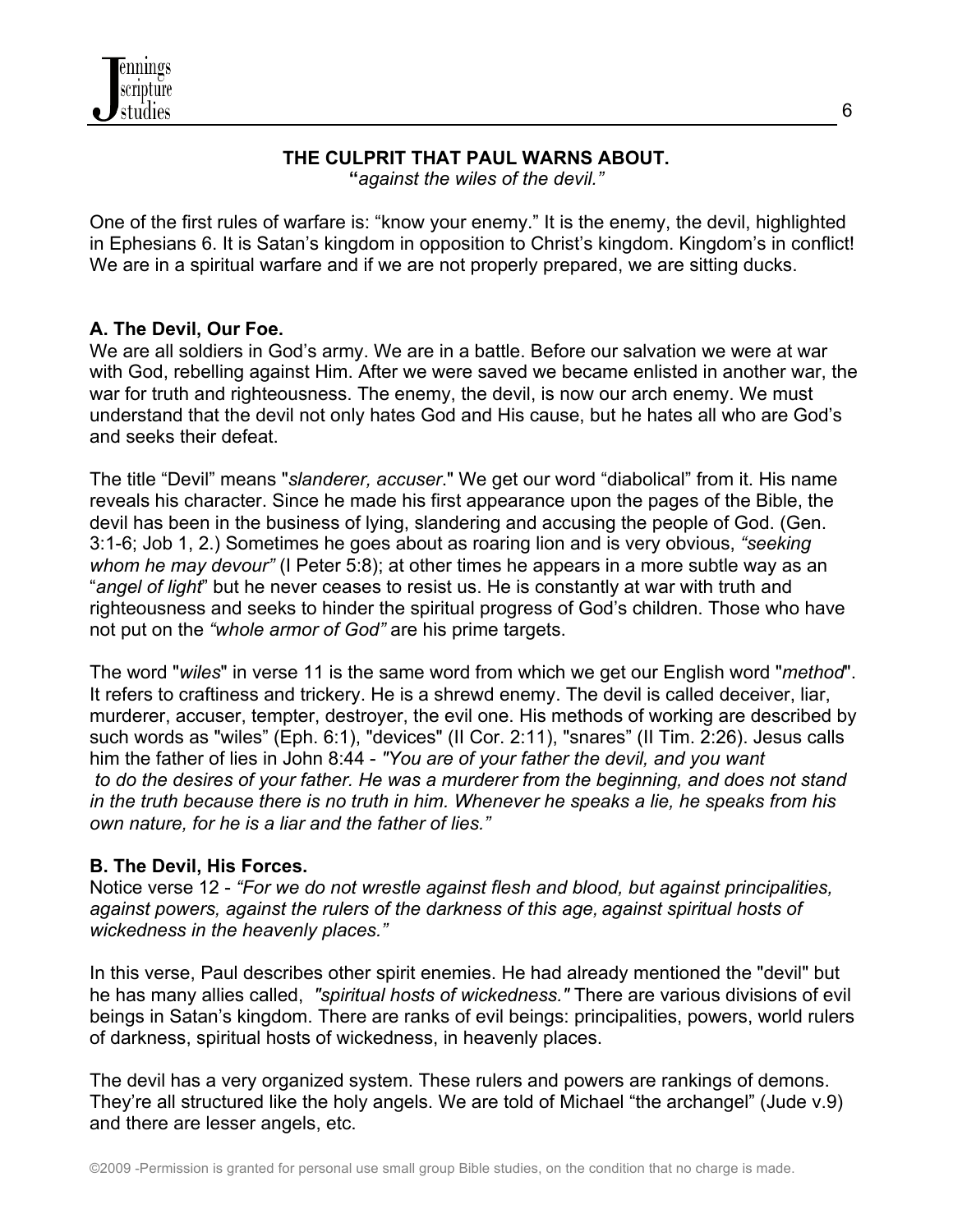## THE CULPRIT THAT PAUL WARNS ABOUT.

**"***against the wiles of the devil."*

One of the first rules of warfare is: "know your enemy." It is the enemy, the devil, highlighted in Ephesians 6. It is Satan's kingdom in opposition to Christ's kingdom. Kingdom's in conflict! We are in a spiritual warfare and if we are not properly prepared, we are sitting ducks.

### A. The Devil, Our Foe.

We are all soldiers in God's army. We are in a battle. Before our salvation we were at war with God, rebelling against Him. After we were saved we became enlisted in another war, the war for truth and righteousness. The enemy, the devil, is now our arch enemy. We must understand that the devil not only hates God and His cause, but he hates all who are God's and seeks their defeat.

The title "Devil" means "*slanderer, accuser*." We get our word "diabolical" from it. His name reveals his character. Since he made his first appearance upon the pages of the Bible, the devil has been in the business of lying, slandering and accusing the people of God. (Gen. 3:1-6; Job 1, 2.) Sometimes he goes about as roaring lion and is very obvious, *"seeking whom he may devour"* (I Peter 5:8); at other times he appears in a more subtle way as an "*angel of light*" but he never ceases to resist us. He is constantly at war with truth and righteousness and seeks to hinder the spiritual progress of God's children. Those who have not put on the *"whole armor of God"* are his prime targets.

The word "*wiles*" in verse 11 is the same word from which we get our English word "*method*". It refers to craftiness and trickery. He is a shrewd enemy. The devil is called deceiver, liar, murderer, accuser, tempter, destroyer, the evil one. His methods of working are described by such words as "wiles" (Eph. 6:1), "devices" (II Cor. 2:11), "snares" (II Tim. 2:26). Jesus calls him the father of lies in John 8:44 - *"You are of your father the devil, and you want to do the desires of your father. He was a murderer from the beginning, and does not stand in the truth because there is no truth in him. Whenever he speaks a lie, he speaks from his own nature, for he is a liar and the father of lies."*

### B. The Devil, His Forces.

Notice verse 12 - *"For we do not wrestle against flesh and blood, but against principalities, against powers, against the rulers of the darkness of this age, against spiritual hosts of wickedness in the heavenly places."*

In this verse, Paul describes other spirit enemies. He had already mentioned the "devil" but he has many allies called, *"spiritual hosts of wickedness."* There are various divisions of evil beings in Satan's kingdom. There are ranks of evil beings: principalities, powers, world rulers of darkness, spiritual hosts of wickedness, in heavenly places.

The devil has a very organized system. These rulers and powers are rankings of demons. They're all structured like the holy angels. We are told of Michael "the archangel" (Jude v.9) and there are lesser angels, etc.

©2009 -Permission is granted for personal use small group Bible studies, on the condition that no charge is made.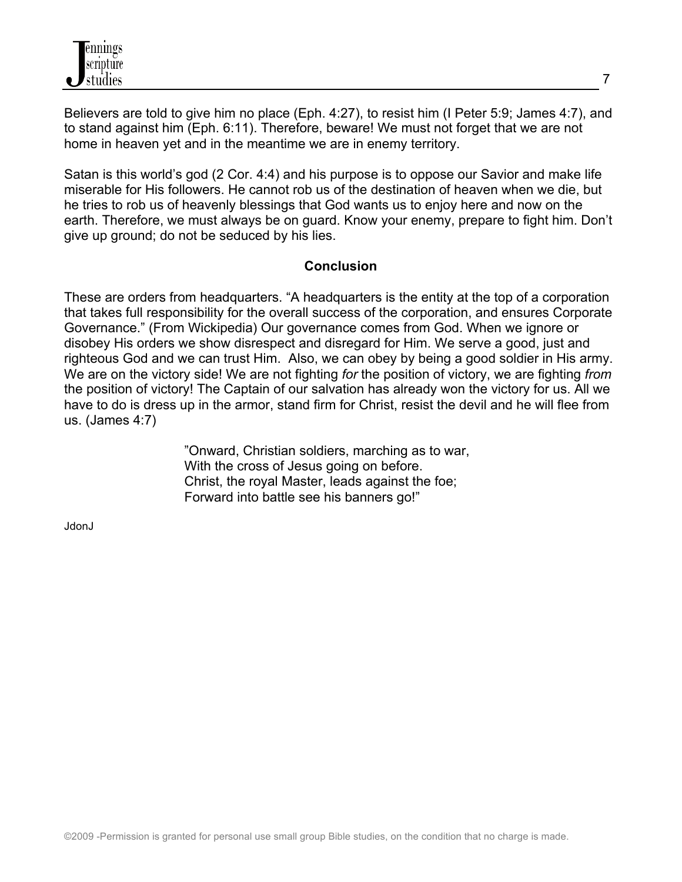Believers are told to give him no place (Eph. 4:27), to resist him (I Peter 5:9; James 4:7), and to stand against him (Eph. 6:11). Therefore, beware! We must not forget that we are not home in heaven yet and in the meantime we are in enemy territory.

Satan is this world's god (2 Cor. 4:4) and his purpose is to oppose our Savior and make life miserable for His followers. He cannot rob us of the destination of heaven when we die, but he tries to rob us of heavenly blessings that God wants us to enjoy here and now on the earth. Therefore, we must always be on guard. Know your enemy, prepare to fight him. Don't give up ground; do not be seduced by his lies.

## Conclusion

These are orders from headquarters. "A headquarters is the entity at the top of a corporation that takes full responsibility for the overall success of the corporation, and ensures Corporate Governance." (From Wickipedia) Our governance comes from God. When we ignore or disobey His orders we show disrespect and disregard for Him. We serve a good, just and righteous God and we can trust Him. Also, we can obey by being a good soldier in His army. We are on the victory side! We are not fighting *for* the position of victory, we are fighting *from* the position of victory! The Captain of our salvation has already won the victory for us. All we have to do is dress up in the armor, stand firm for Christ, resist the devil and he will flee from us. (James 4:7)

> "Onward, Christian soldiers, marching as to war,
> With the cross of Jesus going on before.
> Christ, the royal Master, leads against the foe;
> Forward into battle see his banners go!"

JdonJ

©2009 -Permission is granted for personal use small group Bible studies, on the condition that no charge is made.